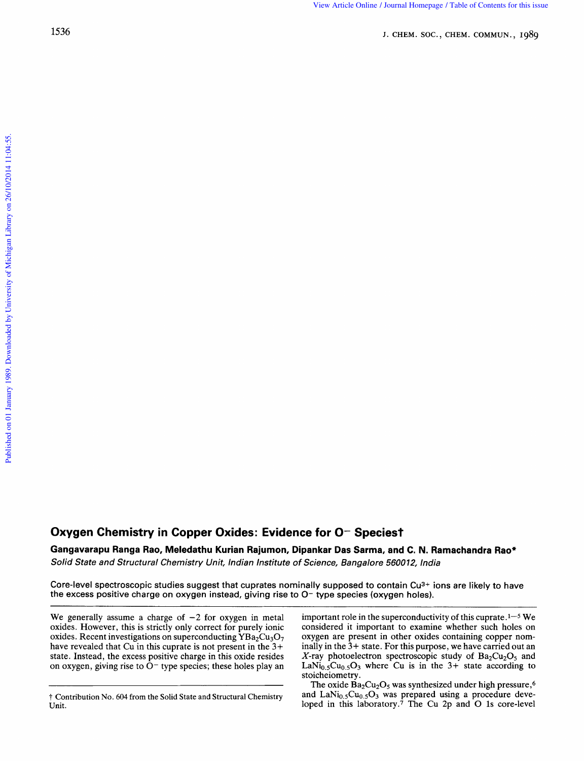# Oxygen Chemistry in Copper Oxides: Evidence for $O^-$ Species†

**Gangavarapu Ranga Rao, Meledathu Kurian Rajumon, Dipankar Das Sarma, and C. N. Ramachandra Rao***

*Solid State and Structural Chemistry Unit, Indian Institute of Science, Bangalore 560012, India*

Core-level spectroscopic studies suggest that cuprates nominally supposed to contain $Cu^{3+}$ ions are likely to have the excess positive charge on oxygen instead, giving rise to $O^-$ type species (oxygen holes).

---

We generally assume a charge of −2 for oxygen in metal oxides. However, this is strictly only correct for purely ionic oxides. Recent investigations on superconducting $YBa_2Cu_3O_7$ have revealed that Cu in this cuprate is not present in the 3+ state. Instead, the excess positive charge in this oxide resides on oxygen, giving rise to $O^-$ type species; these holes play an important role in the superconductivity of this cuprate.[1–5] We considered it important to examine whether such holes on oxygen are present in other oxides containing copper nominally in the 3+ state. For this purpose, we have carried out an *X*-ray photoelectron spectroscopic study of $Ba_2Cu_2O_5$ and $LaNi_{0.5}Cu_{0.5}O_3$ where Cu is in the 3+ state according to stoicheiometry.

The oxide $Ba_2Cu_2O_5$ was synthesized under high pressure,[6] and $LaNi_{0.5}Cu_{0.5}O_3$ was prepared using a procedure developed in this laboratory.[7] The Cu 2p and O 1s core-level

† Contribution No. 604 from the Solid State and Structural Chemistry Unit.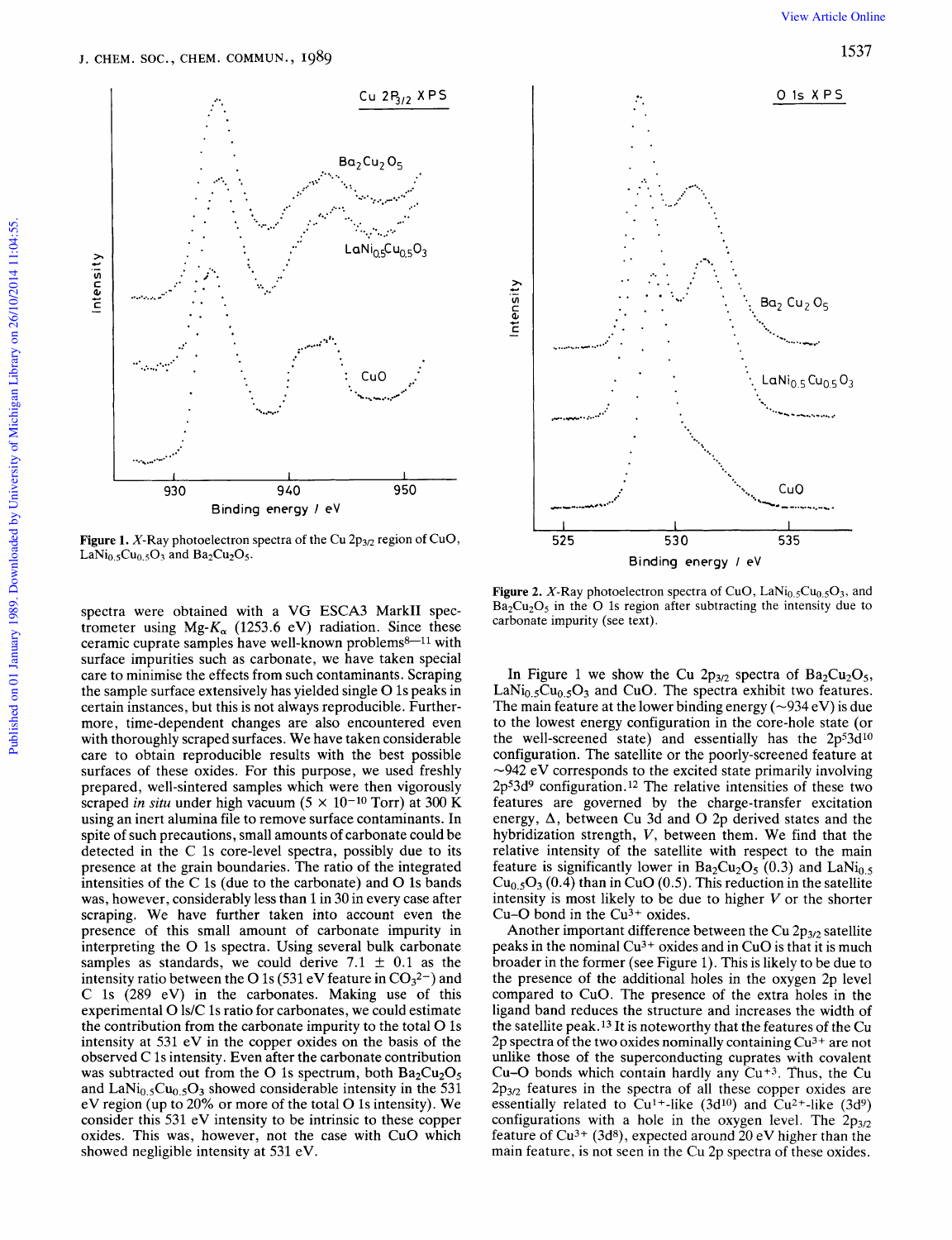**Figure 1.** *X*-Ray photoelectron spectra of the Cu $2p_{3/2}$ region of CuO, $LaNi_{0.5}Cu_{0.5}O_3$ and $Ba_2Cu_2O_5$.

**Figure 2.** *X*-Ray photoelectron spectra of CuO, $LaNi_{0.5}Cu_{0.5}O_3$, and $Ba_2Cu_2O_5$ in the O 1s region after subtracting the intensity due to carbonate impurity (see text).

spectra were obtained with a VG ESCA3 MarkII spectrometer using Mg-$K_\alpha$ (1253.6 eV) radiation. Since these ceramic cuprate samples have well-known problems[8—11] with surface impurities such as carbonate, we have taken special care to minimise the effects from such contaminants. Scraping the sample surface extensively has yielded single O 1s peaks in certain instances, but this is not always reproducible. Furthermore, time-dependent changes are also encountered even with thoroughly scraped surfaces. We have taken considerable care to obtain reproducible results with the best possible surfaces of these oxides. For this purpose, we used freshly prepared, well-sintered samples which were then vigorously scraped *in situ* under high vacuum ($5 \times 10^{-10}$ Torr) at 300 K using an inert alumina file to remove surface contaminants. In spite of such precautions, small amounts of carbonate could be detected in the C 1s core-level spectra, possibly due to its presence at the grain boundaries. The ratio of the integrated intensities of the C 1s (due to the carbonate) and O 1s bands was, however, considerably less than 1 in 30 in every case after scraping. We have further taken into account even the presence of this small amount of carbonate impurity in interpreting the O 1s spectra. Using several bulk carbonate samples as standards, we could derive $7.1 \pm 0.1$ as the intensity ratio between the O 1s (531 eV feature in $CO_3^{2-}$) and C 1s (289 eV) in the carbonates. Making use of this experimental O 1s/C 1s ratio for carbonates, we could estimate the contribution from the carbonate impurity to the total O 1s intensity at 531 eV in the copper oxides on the basis of the observed C 1s intensity. Even after the carbonate contribution was subtracted out from the O 1s spectrum, both $Ba_2Cu_2O_5$ and $LaNi_{0.5}Cu_{0.5}O_3$ showed considerable intensity in the 531 eV region (up to 20% or more of the total O 1s intensity). We consider this 531 eV intensity to be intrinsic to these copper oxides. This was, however, not the case with CuO which showed negligible intensity at 531 eV.

In Figure 1 we show the Cu $2p_{3/2}$ spectra of $Ba_2Cu_2O_5$, $LaNi_{0.5}Cu_{0.5}O_3$ and CuO. The spectra exhibit two features. The main feature at the lower binding energy (~934 eV) is due to the lowest energy configuration in the core-hole state (or the well-screened state) and essentially has the $2p^53d^{10}$ configuration. The satellite or the poorly-screened feature at ~942 eV corresponds to the excited state primarily involving $2p^53d^9$ configuration.[12] The relative intensities of these two features are governed by the charge-transfer excitation energy, $\Delta$, between Cu 3d and O 2p derived states and the hybridization strength, $V$, between them. We find that the relative intensity of the satellite with respect to the main feature is significantly lower in $Ba_2Cu_2O_5$ (0.3) and $LaNi_{0.5}Cu_{0.5}O_3$ (0.4) than in CuO (0.5). This reduction in the satellite intensity is most likely to be due to higher $V$ or the shorter Cu–O bond in the $Cu^{3+}$ oxides.

Another important difference between the Cu $2p_{3/2}$ satellite peaks in the nominal $Cu^{3+}$ oxides and in CuO is that it is much broader in the former (see Figure 1). This is likely to be due to the presence of the additional holes in the oxygen 2p level compared to CuO. The presence of the extra holes in the ligand band reduces the structure and increases the width of the satellite peak.[13] It is noteworthy that the features of the Cu 2p spectra of the two oxides nominally containing $Cu^{3+}$ are not unlike those of the superconducting cuprates with covalent Cu–O bonds which contain hardly any $Cu^{+3}$. Thus, the Cu $2p_{3/2}$ features in the spectra of all these copper oxides are essentially related to $Cu^{1+}$-like ($3d^{10}$) and $Cu^{2+}$-like ($3d^9$) configurations with a hole in the oxygen level. The $2p_{3/2}$ feature of $Cu^{3+}$ ($3d^8$), expected around 20 eV higher than the main feature, is not seen in the Cu 2p spectra of these oxides.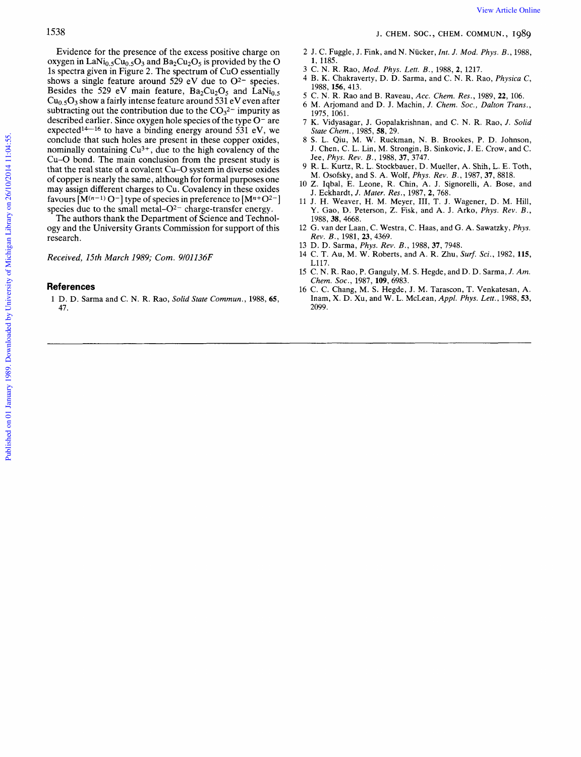Evidence for the presence of the excess positive charge on oxygen in $LaNi_{0.5}Cu_{0.5}O_3$ and $Ba_2Cu_2O_5$ is provided by the O 1s spectra given in Figure 2. The spectrum of CuO essentially shows a single feature around 529 eV due to $O^{2-}$ species. Besides the 529 eV main feature, $Ba_2Cu_2O_5$ and $LaNi_{0.5}Cu_{0.5}O_3$ show a fairly intense feature around 531 eV even after subtracting out the contribution due to the $CO_3^{2-}$ impurity as described earlier. Since oxygen hole species of the type $O^-$ are expected[14—16] to have a binding energy around 531 eV, we conclude that such holes are present in these copper oxides, nominally containing $Cu^{3+}$, due to the high covalency of the Cu–O bond. The main conclusion from the present study is that the real state of a covalent Cu–O system in diverse oxides of copper is nearly the same, although for formal purposes one may assign different charges to Cu. Covalency in these oxides favours $[M^{(n-1)}\,O^-]$ type of species in preference to $[M^{n+}O^{2-}]$ species due to the small metal–$O^{2-}$ charge-transfer energy.

The authors thank the Department of Science and Technology and the University Grants Commission for support of this research.

*Received, 15th March 1989; Com. 9/01136F*

## References

1. D. D. Sarma and C. N. R. Rao, *Solid State Commun.*, 1988, **65**, 47.
2. J. C. Fuggle, J. Fink, and N. Nücker, *Int. J. Mod. Phys. B.*, 1988, **1**, 1185.
3. C. N. R. Rao, *Mod. Phys. Lett. B.*, 1988, **2**, 1217.
4. B. K. Chakraverty, D. D. Sarma, and C. N. R. Rao, *Physica C*, 1988, **156**, 413.
5. C. N. R. Rao and B. Raveau, *Acc. Chem. Res.*, 1989, **22**, 106.
6. M. Arjomand and D. J. Machin, *J. Chem. Soc., Dalton Trans.*, 1975, 1061.
7. K. Vidyasagar, J. Gopalakrishnan, and C. N. R. Rao, *J. Solid State Chem.*, 1985, **58**, 29.
8. S. L. Qiu, M. W. Ruckman, N. B. Brookes, P. D. Johnson, J. Chen, C. L. Lin, M. Strongin, B. Sinkovic, J. E. Crow, and C. Jee, *Phys. Rev. B.*, 1988, **37**, 3747.
9. R. L. Kurtz, R. L. Stockbauer, D. Mueller, A. Shih, L. E. Toth, M. Osofsky, and S. A. Wolf, *Phys. Rev. B.*, 1987, **37**, 8818.
10. Z. Iqbal, E. Leone, R. Chin, A. J. Signorelli, A. Bose, and J. Eckhardt, *J. Mater. Res.*, 1987, **2**, 768.
11. J. H. Weaver, H. M. Meyer, III, T. J. Wagener, D. M. Hill, Y. Gao, D. Peterson, Z. Fisk, and A. J. Arko, *Phys. Rev. B.*, 1988, **38**, 4668.
12. G. van der Laan, C. Westra, C. Haas, and G. A. Sawatzky, *Phys. Rev. B.*, 1981, **23**, 4369.
13. D. D. Sarma, *Phys. Rev. B.*, 1988, **37**, 7948.
14. C. T. Au, M. W. Roberts, and A. R. Zhu, *Surf. Sci.*, 1982, **115**, L117.
15. C. N. R. Rao, P. Ganguly, M. S. Hegde, and D. D. Sarma, *J. Am. Chem. Soc.*, 1987, **109**, 6983.
16. C. C. Chang, M. S. Hegde, J. M. Tarascon, T. Venkatesan, A. Inam, X. D. Xu, and W. L. McLean, *Appl. Phys. Lett.*, 1988, **53**, 2099.